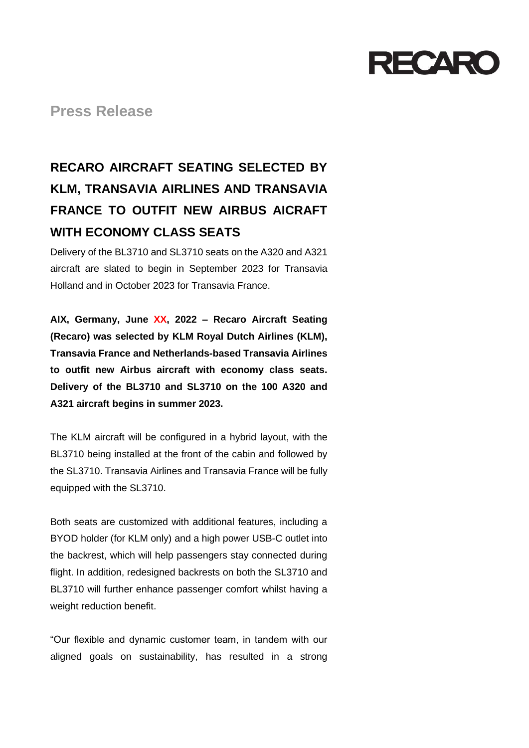RECARO

Press Release

# RECARO AIRCRAFT SEATING SELECTED BY KLM, TRANSAVIA AIRLINES AND TRANSAVIA FRANCE TO OUTFIT NEW AIRBUS AICRAFT WITH ECONOMY CLASS SEATS

Delivery of the BL3710 and SL3710 seats on the A320 and A321 aircraft are slated to begin in September 2023 for Transavia Holland and in October 2023 for Transavia France.

**AIX, Germany, June XX, 2022 – Recaro Aircraft Seating (Recaro) was selected by KLM Royal Dutch Airlines (KLM), Transavia France and Netherlands-based Transavia Airlines to outfit new Airbus aircraft with economy class seats. Delivery of the BL3710 and SL3710 on the 100 A320 and A321 aircraft begins in summer 2023.**

The KLM aircraft will be configured in a hybrid layout, with the BL3710 being installed at the front of the cabin and followed by the SL3710. Transavia Airlines and Transavia France will be fully equipped with the SL3710.

Both seats are customized with additional features, including a BYOD holder (for KLM only) and a high power USB-C outlet into the backrest, which will help passengers stay connected during flight. In addition, redesigned backrests on both the SL3710 and BL3710 will further enhance passenger comfort whilst having a weight reduction benefit.

"Our flexible and dynamic customer team, in tandem with our aligned goals on sustainability, has resulted in a strong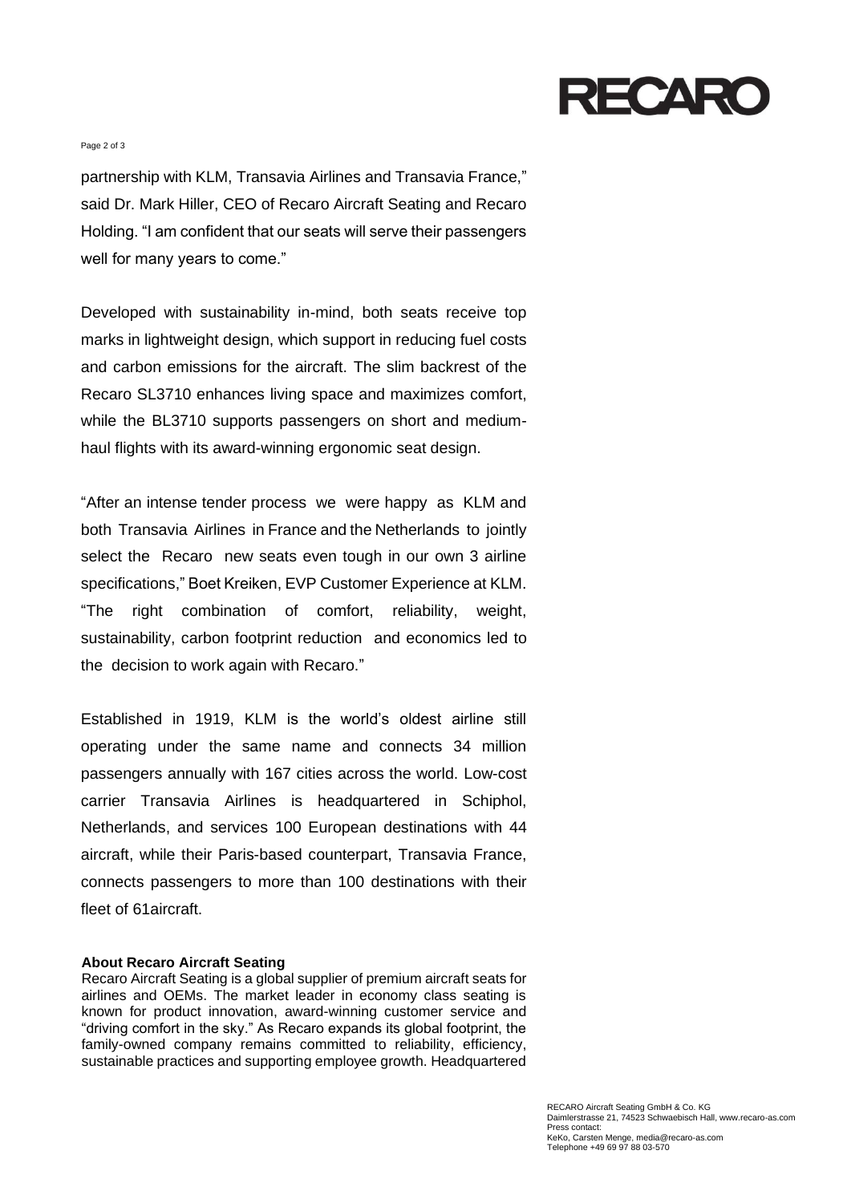partnership with KLM, Transavia Airlines and Transavia France," said Dr. Mark Hiller, CEO of Recaro Aircraft Seating and Recaro Holding. "I am confident that our seats will serve their passengers well for many years to come."

Developed with sustainability in-mind, both seats receive top marks in lightweight design, which support in reducing fuel costs and carbon emissions for the aircraft. The slim backrest of the Recaro SL3710 enhances living space and maximizes comfort, while the BL3710 supports passengers on short and medium-haul flights with its award-winning ergonomic seat design.

"After an intense tender process we were happy as KLM and both Transavia Airlines in France and the Netherlands to jointly select the Recaro new seats even tough in our own 3 airline specifications," Boet Kreiken, EVP Customer Experience at KLM. "The right combination of comfort, reliability, weight, sustainability, carbon footprint reduction and economics led to the decision to work again with Recaro."

Established in 1919, KLM is the world's oldest airline still operating under the same name and connects 34 million passengers annually with 167 cities across the world. Low-cost carrier Transavia Airlines is headquartered in Schiphol, Netherlands, and services 100 European destinations with 44 aircraft, while their Paris-based counterpart, Transavia France, connects passengers to more than 100 destinations with their fleet of 61aircraft.

**About Recaro Aircraft Seating**

Recaro Aircraft Seating is a global supplier of premium aircraft seats for airlines and OEMs. The market leader in economy class seating is known for product innovation, award-winning customer service and "driving comfort in the sky." As Recaro expands its global footprint, the family-owned company remains committed to reliability, efficiency, sustainable practices and supporting employee growth. Headquartered

RECARO Aircraft Seating GmbH & Co. KG
Daimlerstrasse 21, 74523 Schwaebisch Hall, www.recaro-as.com
Press contact:
KeKo, Carsten Menge, media@recaro-as.com
Telephone +49 69 97 88 03-570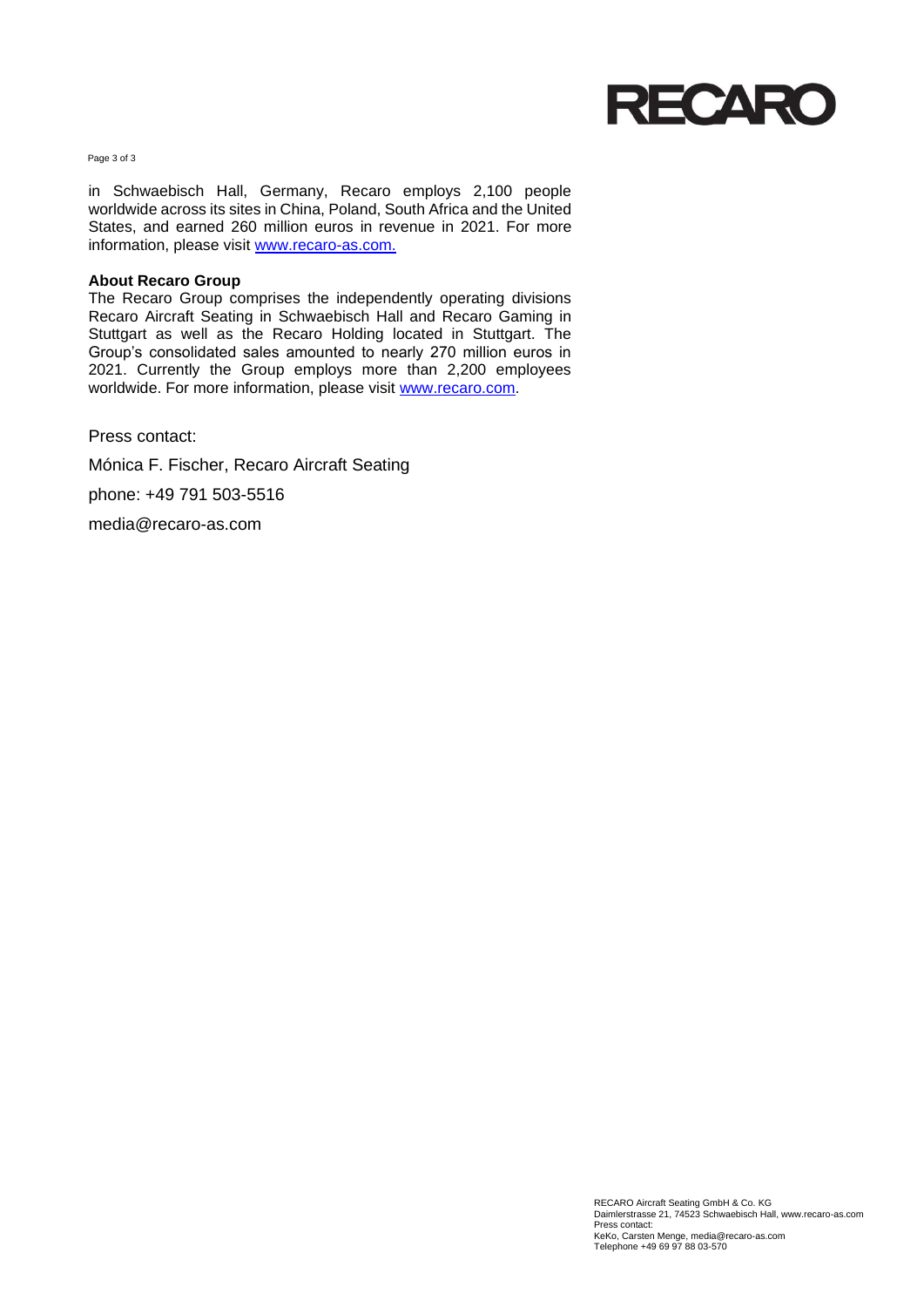in Schwaebisch Hall, Germany, Recaro employs 2,100 people worldwide across its sites in China, Poland, South Africa and the United States, and earned 260 million euros in revenue in 2021. For more information, please visit [www.recaro-as.com.](http://www.recaro-as.com)

**About Recaro Group**

The Recaro Group comprises the independently operating divisions Recaro Aircraft Seating in Schwaebisch Hall and Recaro Gaming in Stuttgart as well as the Recaro Holding located in Stuttgart. The Group's consolidated sales amounted to nearly 270 million euros in 2021. Currently the Group employs more than 2,200 employees worldwide. For more information, please visit [www.recaro.com](http://www.recaro.com).

Press contact:

Mónica F. Fischer, Recaro Aircraft Seating

phone: +49 791 503-5516

media@recaro-as.com

RECARO Aircraft Seating GmbH & Co. KG
Daimlerstrasse 21, 74523 Schwaebisch Hall, www.recaro-as.com
Press contact:
KeKo, Carsten Menge, media@recaro-as.com
Telephone +49 69 97 88 03-570